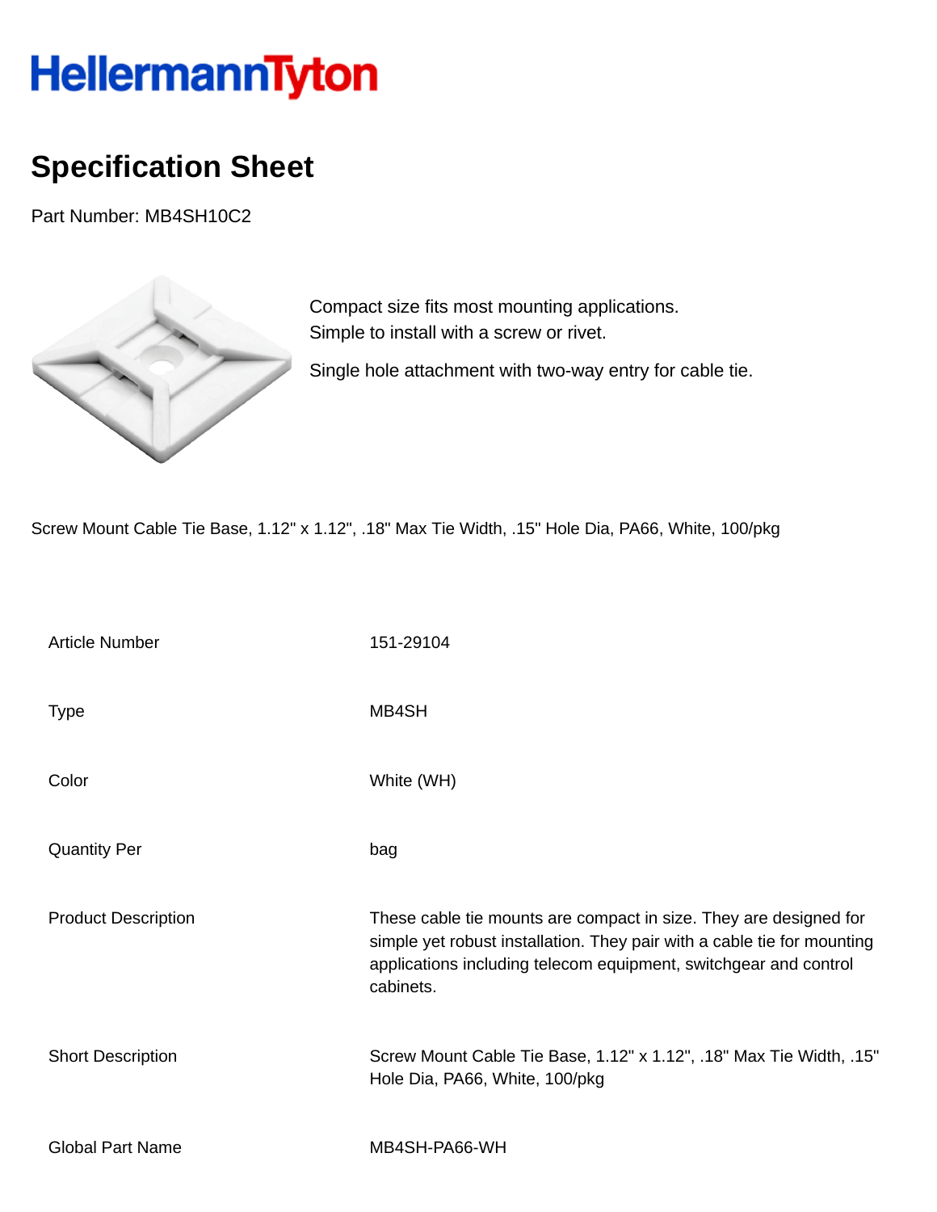# HellermannTyton

## Specification Sheet

Part Number: MB4SH10C2

Compact size fits most mounting applications.
Simple to install with a screw or rivet.

Single hole attachment with two-way entry for cable tie.

Screw Mount Cable Tie Base, 1.12" x 1.12", .18" Max Tie Width, .15" Hole Dia, PA66, White, 100/pkg

| | |
|---|---|
| Article Number | 151-29104 |
| Type | MB4SH |
| Color | White (WH) |
| Quantity Per | bag |
| Product Description | These cable tie mounts are compact in size. They are designed for simple yet robust installation. They pair with a cable tie for mounting applications including telecom equipment, switchgear and control cabinets. |
| Short Description | Screw Mount Cable Tie Base, 1.12" x 1.12", .18" Max Tie Width, .15" Hole Dia, PA66, White, 100/pkg |
| Global Part Name | MB4SH-PA66-WH |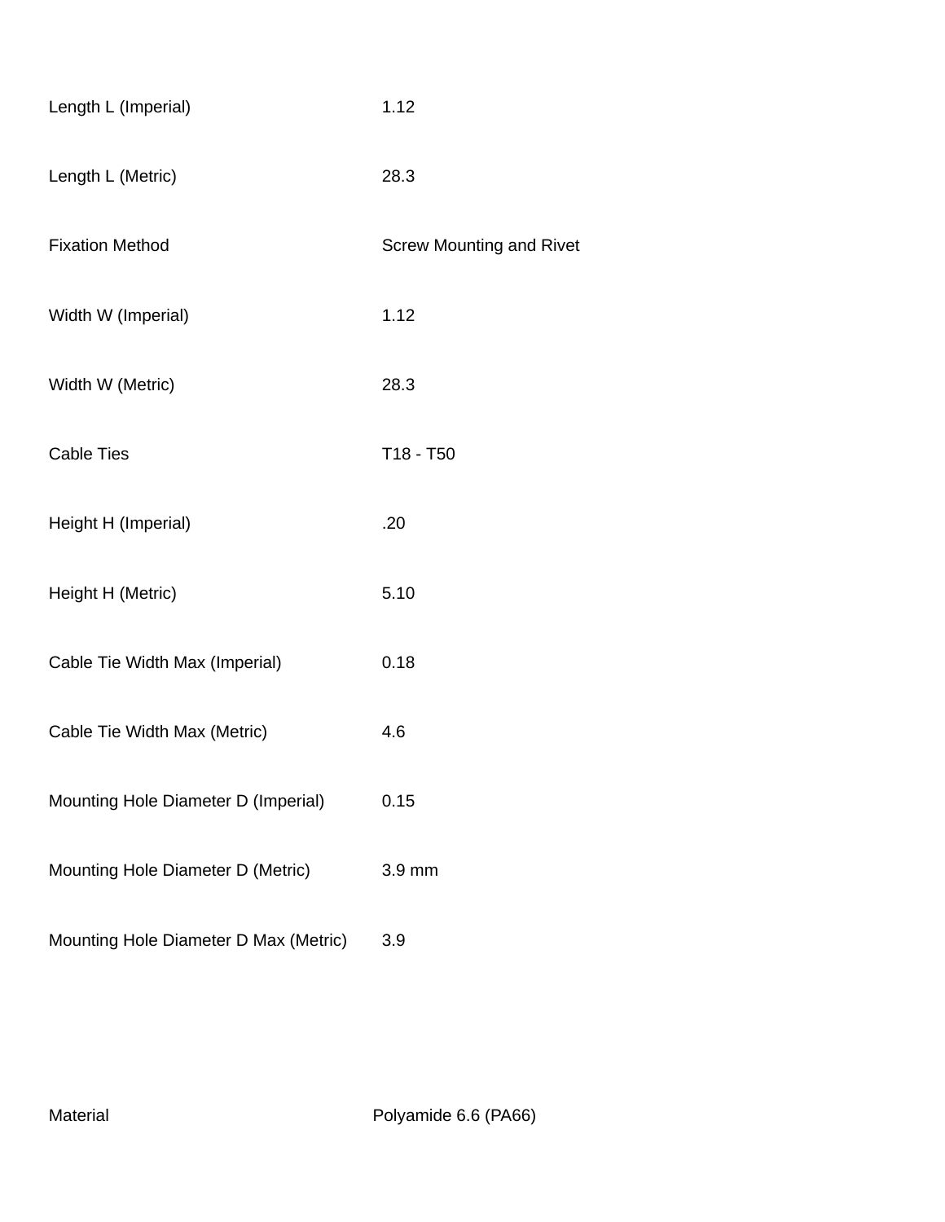| | |
|---|---|
| Length L (Imperial) | 1.12 |
| Length L (Metric) | 28.3 |
| Fixation Method | Screw Mounting and Rivet |
| Width W (Imperial) | 1.12 |
| Width W (Metric) | 28.3 |
| Cable Ties | T18 - T50 |
| Height H (Imperial) | .20 |
| Height H (Metric) | 5.10 |
| Cable Tie Width Max (Imperial) | 0.18 |
| Cable Tie Width Max (Metric) | 4.6 |
| Mounting Hole Diameter D (Imperial) | 0.15 |
| Mounting Hole Diameter D (Metric) | 3.9 mm |
| Mounting Hole Diameter D Max (Metric) | 3.9 |

| | |
|---|---|
| Material | Polyamide 6.6 (PA66) |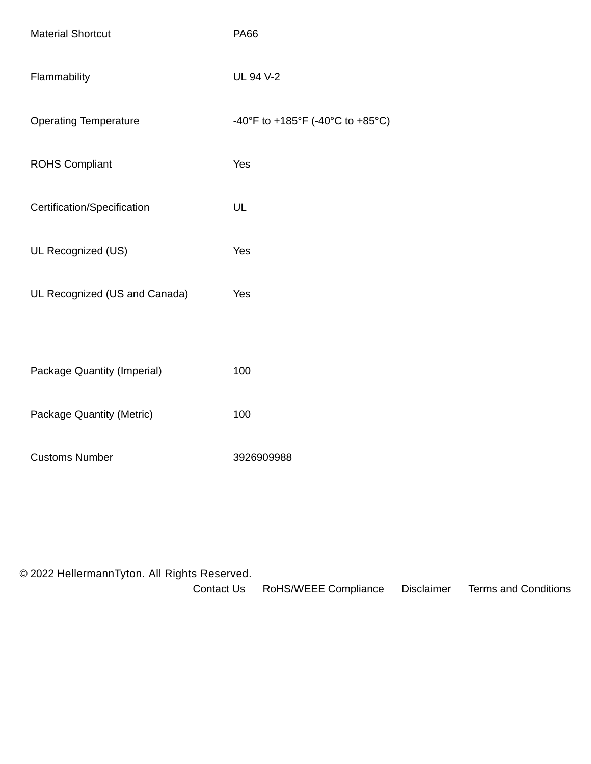| | |
|---|---|
| Material Shortcut | PA66 |
| Flammability | UL 94 V-2 |
| Operating Temperature | -40°F to +185°F (-40°C to +85°C) |
| ROHS Compliant | Yes |
| Certification/Specification | UL |
| UL Recognized (US) | Yes |
| UL Recognized (US and Canada) | Yes |

| | |
|---|---|
| Package Quantity (Imperial) | 100 |
| Package Quantity (Metric) | 100 |
| Customs Number | 3926909988 |

© 2022 HellermannTyton. All Rights Reserved.

Contact Us RoHS/WEEE Compliance Disclaimer Terms and Conditions